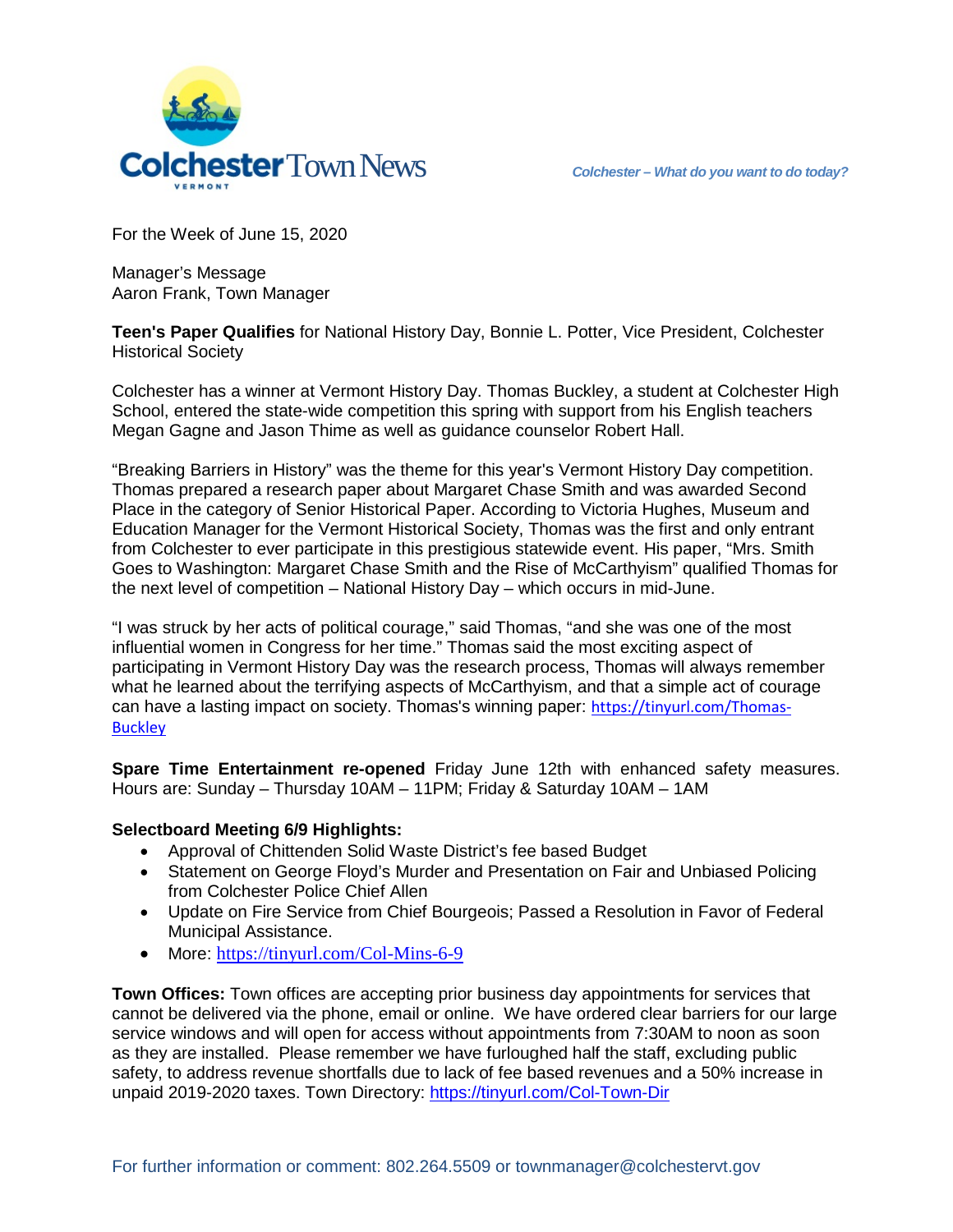# Colchester Town News

VERMONT

*Colchester – What do you want to do today?*

For the Week of June 15, 2020

Manager's Message
Aaron Frank, Town Manager

**Teen's Paper Qualifies** for National History Day, Bonnie L. Potter, Vice President, Colchester Historical Society

Colchester has a winner at Vermont History Day. Thomas Buckley, a student at Colchester High School, entered the state-wide competition this spring with support from his English teachers Megan Gagne and Jason Thime as well as guidance counselor Robert Hall.

"Breaking Barriers in History" was the theme for this year's Vermont History Day competition. Thomas prepared a research paper about Margaret Chase Smith and was awarded Second Place in the category of Senior Historical Paper. According to Victoria Hughes, Museum and Education Manager for the Vermont Historical Society, Thomas was the first and only entrant from Colchester to ever participate in this prestigious statewide event. His paper, "Mrs. Smith Goes to Washington: Margaret Chase Smith and the Rise of McCarthyism" qualified Thomas for the next level of competition – National History Day – which occurs in mid-June.

"I was struck by her acts of political courage," said Thomas, "and she was one of the most influential women in Congress for her time." Thomas said the most exciting aspect of participating in Vermont History Day was the research process, Thomas will always remember what he learned about the terrifying aspects of McCarthyism, and that a simple act of courage can have a lasting impact on society. Thomas's winning paper: https://tinyurl.com/Thomas-Buckley

**Spare Time Entertainment re-opened** Friday June 12th with enhanced safety measures. Hours are: Sunday – Thursday 10AM – 11PM; Friday & Saturday 10AM – 1AM

**Selectboard Meeting 6/9 Highlights:**

- Approval of Chittenden Solid Waste District's fee based Budget
- Statement on George Floyd's Murder and Presentation on Fair and Unbiased Policing from Colchester Police Chief Allen
- Update on Fire Service from Chief Bourgeois; Passed a Resolution in Favor of Federal Municipal Assistance.
- More: https://tinyurl.com/Col-Mins-6-9

**Town Offices:** Town offices are accepting prior business day appointments for services that cannot be delivered via the phone, email or online. We have ordered clear barriers for our large service windows and will open for access without appointments from 7:30AM to noon as soon as they are installed. Please remember we have furloughed half the staff, excluding public safety, to address revenue shortfalls due to lack of fee based revenues and a 50% increase in unpaid 2019-2020 taxes. Town Directory: https://tinyurl.com/Col-Town-Dir

For further information or comment: 802.264.5509 or townmanager@colchestervt.gov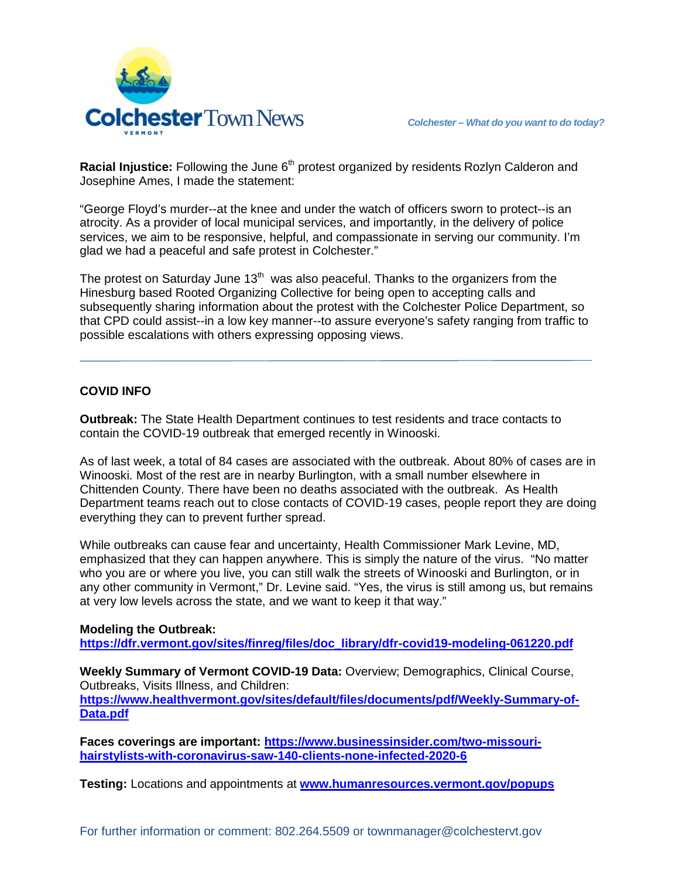**Racial Injustice:** Following the June 6th protest organized by residents Rozlyn Calderon and Josephine Ames, I made the statement:

"George Floyd's murder--at the knee and under the watch of officers sworn to protect--is an atrocity. As a provider of local municipal services, and importantly, in the delivery of police services, we aim to be responsive, helpful, and compassionate in serving our community. I'm glad we had a peaceful and safe protest in Colchester."

The protest on Saturday June 13th was also peaceful. Thanks to the organizers from the Hinesburg based Rooted Organizing Collective for being open to accepting calls and subsequently sharing information about the protest with the Colchester Police Department, so that CPD could assist--in a low key manner--to assure everyone's safety ranging from traffic to possible escalations with others expressing opposing views.

---

## COVID INFO

**Outbreak:** The State Health Department continues to test residents and trace contacts to contain the COVID-19 outbreak that emerged recently in Winooski.

As of last week, a total of 84 cases are associated with the outbreak. About 80% of cases are in Winooski. Most of the rest are in nearby Burlington, with a small number elsewhere in Chittenden County. There have been no deaths associated with the outbreak. As Health Department teams reach out to close contacts of COVID-19 cases, people report they are doing everything they can to prevent further spread.

While outbreaks can cause fear and uncertainty, Health Commissioner Mark Levine, MD, emphasized that they can happen anywhere. This is simply the nature of the virus. "No matter who you are or where you live, you can still walk the streets of Winooski and Burlington, or in any other community in Vermont," Dr. Levine said. "Yes, the virus is still among us, but remains at very low levels across the state, and we want to keep it that way."

**Modeling the Outbreak:**
**https://dfr.vermont.gov/sites/finreg/files/doc_library/dfr-covid19-modeling-061220.pdf**

**Weekly Summary of Vermont COVID-19 Data:** Overview; Demographics, Clinical Course, Outbreaks, Visits Illness, and Children:
**https://www.healthvermont.gov/sites/default/files/documents/pdf/Weekly-Summary-of-Data.pdf**

**Faces coverings are important: https://www.businessinsider.com/two-missouri-hairstylists-with-coronavirus-saw-140-clients-none-infected-2020-6**

**Testing:** Locations and appointments at **www.humanresources.vermont.gov/popups**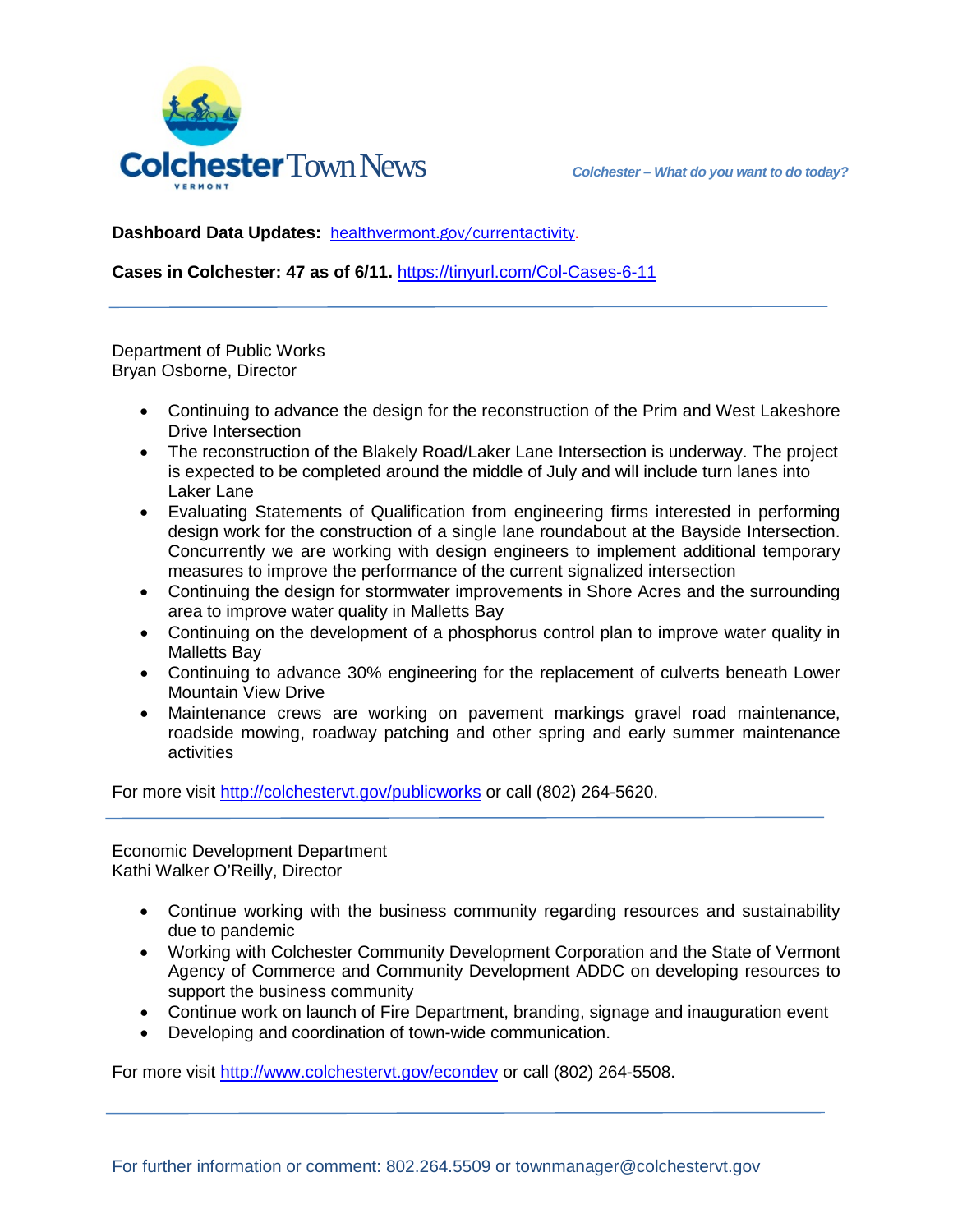**Dashboard Data Updates:** [healthvermont.gov/currentactivity](healthvermont.gov/currentactivity).

**Cases in Colchester: 47 as of 6/11.** [https://tinyurl.com/Col-Cases-6-11](https://tinyurl.com/Col-Cases-6-11)

---

Department of Public Works
Bryan Osborne, Director

- Continuing to advance the design for the reconstruction of the Prim and West Lakeshore Drive Intersection
- The reconstruction of the Blakely Road/Laker Lane Intersection is underway. The project is expected to be completed around the middle of July and will include turn lanes into Laker Lane
- Evaluating Statements of Qualification from engineering firms interested in performing design work for the construction of a single lane roundabout at the Bayside Intersection. Concurrently we are working with design engineers to implement additional temporary measures to improve the performance of the current signalized intersection
- Continuing the design for stormwater improvements in Shore Acres and the surrounding area to improve water quality in Malletts Bay
- Continuing on the development of a phosphorus control plan to improve water quality in Malletts Bay
- Continuing to advance 30% engineering for the replacement of culverts beneath Lower Mountain View Drive
- Maintenance crews are working on pavement markings gravel road maintenance, roadside mowing, roadway patching and other spring and early summer maintenance activities

For more visit [http://colchestervt.gov/publicworks](http://colchestervt.gov/publicworks) or call (802) 264-5620.

---

Economic Development Department
Kathi Walker O'Reilly, Director

- Continue working with the business community regarding resources and sustainability due to pandemic
- Working with Colchester Community Development Corporation and the State of Vermont Agency of Commerce and Community Development ADDC on developing resources to support the business community
- Continue work on launch of Fire Department, branding, signage and inauguration event
- Developing and coordination of town-wide communication.

For more visit [http://www.colchestervt.gov/econdev](http://www.colchestervt.gov/econdev) or call (802) 264-5508.

---

For further information or comment: 802.264.5509 or townmanager@colchestervt.gov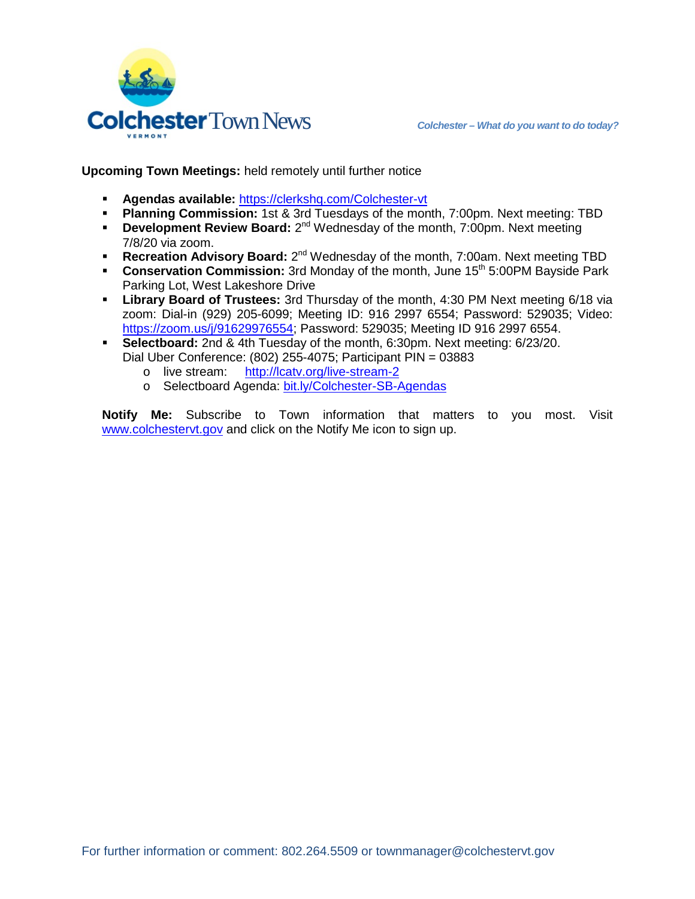**Upcoming Town Meetings:** held remotely until further notice

- **Agendas available:** https://clerkshq.com/Colchester-vt
- **Planning Commission:** 1st & 3rd Tuesdays of the month, 7:00pm. Next meeting: TBD
- **Development Review Board:** 2nd Wednesday of the month, 7:00pm. Next meeting 7/8/20 via zoom.
- **Recreation Advisory Board:** 2nd Wednesday of the month, 7:00am. Next meeting TBD
- **Conservation Commission:** 3rd Monday of the month, June 15th 5:00PM Bayside Park Parking Lot, West Lakeshore Drive
- **Library Board of Trustees:** 3rd Thursday of the month, 4:30 PM Next meeting 6/18 via zoom: Dial-in (929) 205-6099; Meeting ID: 916 2997 6554; Password: 529035; Video: https://zoom.us/j/91629976554; Password: 529035; Meeting ID 916 2997 6554.
- **Selectboard:** 2nd & 4th Tuesday of the month, 6:30pm. Next meeting: 6/23/20. Dial Uber Conference: (802) 255-4075; Participant PIN = 03883
  - live stream: http://lcatv.org/live-stream-2
  - Selectboard Agenda: bit.ly/Colchester-SB-Agendas

**Notify Me:** Subscribe to Town information that matters to you most. Visit www.colchestervt.gov and click on the Notify Me icon to sign up.

For further information or comment: 802.264.5509 or townmanager@colchestervt.gov